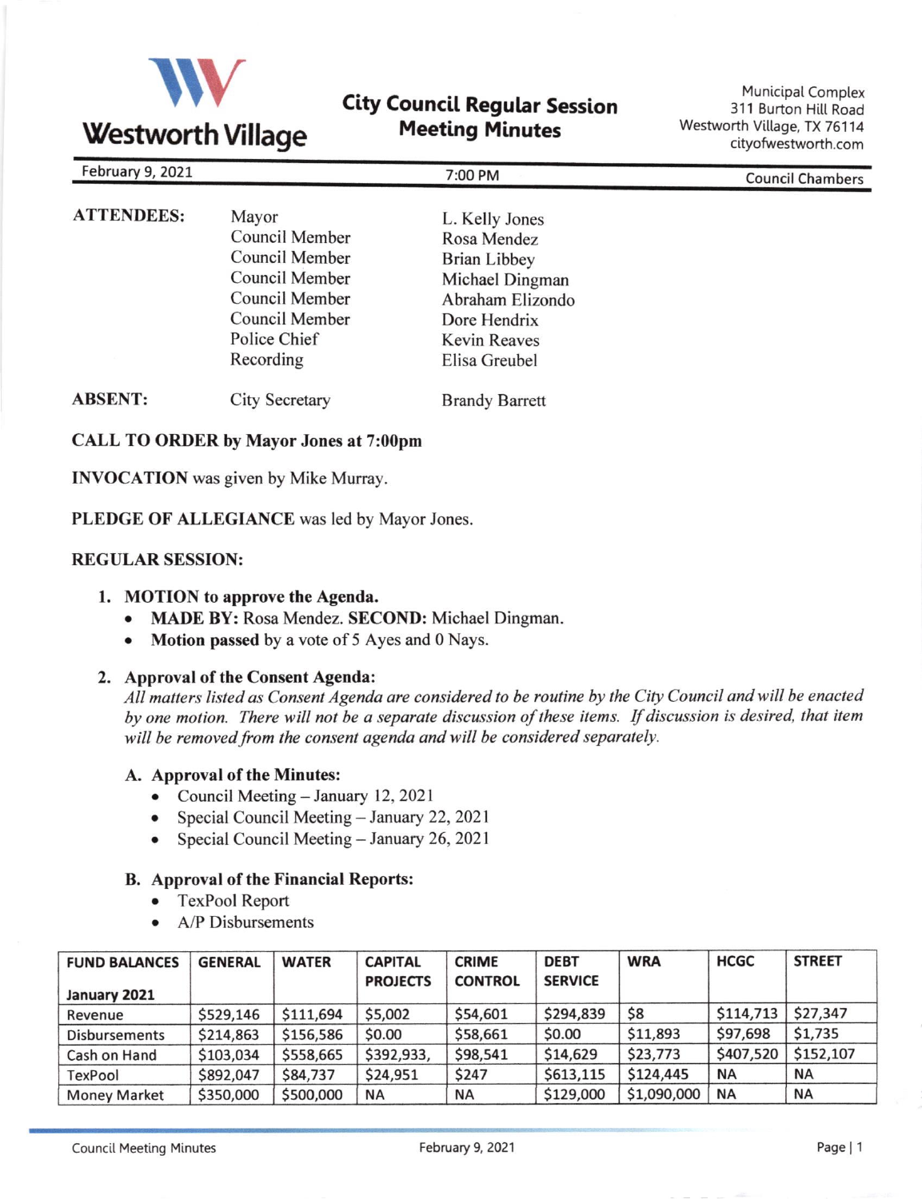# Westworth Village

## City Council Regular Session Meeting Minutes

Municipal Complex
311 Burton Hill Road
Westworth Village, TX 76114
cityofwestworth.com

February 9, 2021 | 7:00 PM | Council Chambers

| | | |
|---|---|---|
| **ATTENDEES:** | Mayor | L. Kelly Jones |
| | Council Member | Rosa Mendez |
| | Council Member | Brian Libbey |
| | Council Member | Michael Dingman |
| | Council Member | Abraham Elizondo |
| | Council Member | Dore Hendrix |
| | Police Chief | Kevin Reaves |
| | Recording | Elisa Greubel |
| **ABSENT:** | City Secretary | Brandy Barrett |

**CALL TO ORDER by Mayor Jones at 7:00pm**

**INVOCATION** was given by Mike Murray.

**PLEDGE OF ALLEGIANCE** was led by Mayor Jones.

**REGULAR SESSION:**

1. **MOTION to approve the Agenda.**
   - **MADE BY:** Rosa Mendez. **SECOND:** Michael Dingman.
   - **Motion passed** by a vote of 5 Ayes and 0 Nays.

2. **Approval of the Consent Agenda:**
   *All matters listed as Consent Agenda are considered to be routine by the City Council and will be enacted by one motion. There will not be a separate discussion of these items. If discussion is desired, that item will be removed from the consent agenda and will be considered separately.*

   **A. Approval of the Minutes:**
   - Council Meeting – January 12, 2021
   - Special Council Meeting – January 22, 2021
   - Special Council Meeting – January 26, 2021

   **B. Approval of the Financial Reports:**
   - TexPool Report
   - A/P Disbursements

| FUND BALANCES January 2021 | GENERAL | WATER | CAPITAL PROJECTS | CRIME CONTROL | DEBT SERVICE | WRA | HCGC | STREET |
|---|---|---|---|---|---|---|---|---|
| Revenue | $529,146 | $111,694 | $5,002 | $54,601 | $294,839 | $8 | $114,713 | $27,347 |
| Disbursements | $214,863 | $156,586 | $0.00 | $58,661 | $0.00 | $11,893 | $97,698 | $1,735 |
| Cash on Hand | $103,034 | $558,665 | $392,933, | $98,541 | $14,629 | $23,773 | $407,520 | $152,107 |
| TexPool | $892,047 | $84,737 | $24,951 | $247 | $613,115 | $124,445 | NA | NA |
| Money Market | $350,000 | $500,000 | NA | NA | $129,000 | $1,090,000 | NA | NA |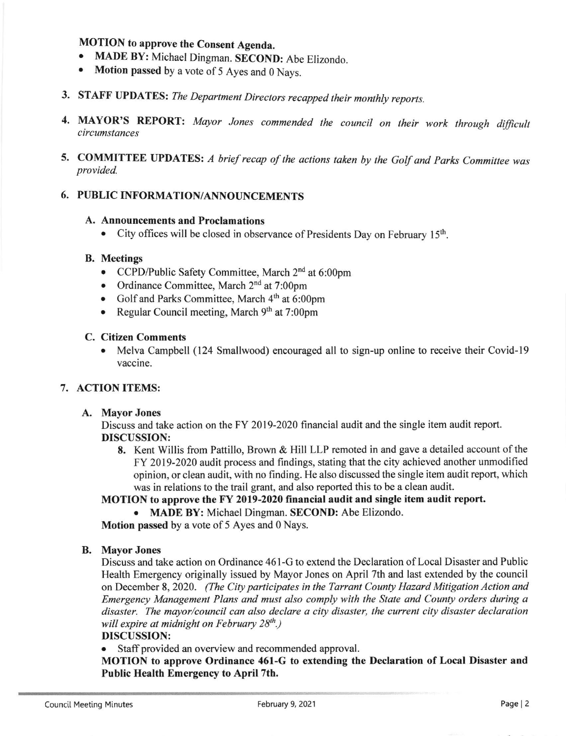**MOTION to approve the Consent Agenda.**

- **MADE BY:** Michael Dingman. **SECOND:** Abe Elizondo.
- **Motion passed** by a vote of 5 Ayes and 0 Nays.

3. **STAFF UPDATES:** *The Department Directors recapped their monthly reports.*

4. **MAYOR'S REPORT:** *Mayor Jones commended the council on their work through difficult circumstances*

5. **COMMITTEE UPDATES:** *A brief recap of the actions taken by the Golf and Parks Committee was provided.*

6. **PUBLIC INFORMATION/ANNOUNCEMENTS**

   **A. Announcements and Proclamations**

   - City offices will be closed in observance of Presidents Day on February 15th.

   **B. Meetings**

   - CCPD/Public Safety Committee, March 2nd at 6:00pm
   - Ordinance Committee, March 2nd at 7:00pm
   - Golf and Parks Committee, March 4th at 6:00pm
   - Regular Council meeting, March 9th at 7:00pm

   **C. Citizen Comments**

   - Melva Campbell (124 Smallwood) encouraged all to sign-up online to receive their Covid-19 vaccine.

7. **ACTION ITEMS:**

   **A. Mayor Jones**

   Discuss and take action on the FY 2019-2020 financial audit and the single item audit report.

   **DISCUSSION:**

   8. Kent Willis from Pattillo, Brown & Hill LLP remoted in and gave a detailed account of the FY 2019-2020 audit process and findings, stating that the city achieved another unmodified opinion, or clean audit, with no finding. He also discussed the single item audit report, which was in relations to the trail grant, and also reported this to be a clean audit.

   **MOTION to approve the FY 2019-2020 financial audit and single item audit report.**

   - **MADE BY:** Michael Dingman. **SECOND:** Abe Elizondo.

   **Motion passed** by a vote of 5 Ayes and 0 Nays.

   **B. Mayor Jones**

   Discuss and take action on Ordinance 461-G to extend the Declaration of Local Disaster and Public Health Emergency originally issued by Mayor Jones on April 7th and last extended by the council on December 8, 2020. *(The City participates in the Tarrant County Hazard Mitigation Action and Emergency Management Plans and must also comply with the State and County orders during a disaster. The mayor/council can also declare a city disaster, the current city disaster declaration will expire at midnight on February 28th.)*

   **DISCUSSION:**

   - Staff provided an overview and recommended approval.

   **MOTION to approve Ordinance 461-G to extending the Declaration of Local Disaster and Public Health Emergency to April 7th.**